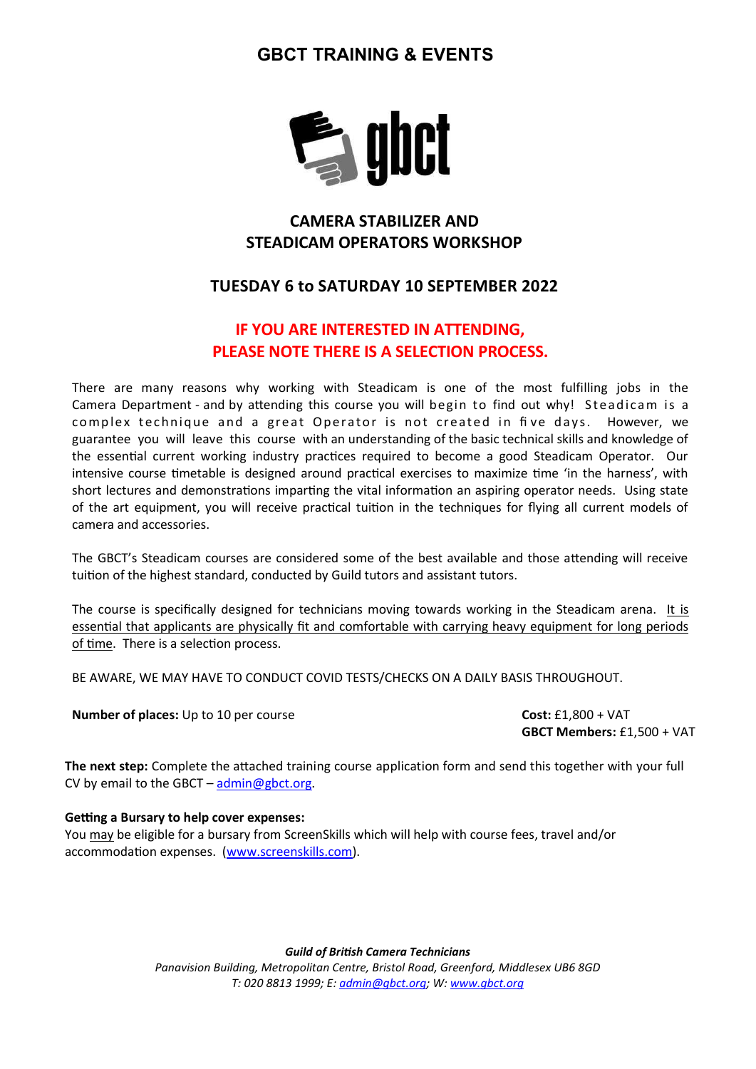# GBCT TRAINING & EVENTS

## CAMERA STABILIZER AND STEADICAM OPERATORS WORKSHOP

## TUESDAY 6 to SATURDAY 10 SEPTEMBER 2022

**IF YOU ARE INTERESTED IN ATTENDING, PLEASE NOTE THERE IS A SELECTION PROCESS.**

There are many reasons why working with Steadicam is one of the most fulfilling jobs in the Camera Department - and by attending this course you will begin to find out why! Steadicam is a complex technique and a great Operator is not created in five days. However, we guarantee you will leave this course with an understanding of the basic technical skills and knowledge of the essential current working industry practices required to become a good Steadicam Operator. Our intensive course timetable is designed around practical exercises to maximize time 'in the harness', with short lectures and demonstrations imparting the vital information an aspiring operator needs. Using state of the art equipment, you will receive practical tuition in the techniques for flying all current models of camera and accessories.

The GBCT's Steadicam courses are considered some of the best available and those attending will receive tuition of the highest standard, conducted by Guild tutors and assistant tutors.

The course is specifically designed for technicians moving towards working in the Steadicam arena. It is essential that applicants are physically fit and comfortable with carrying heavy equipment for long periods of time. There is a selection process.

BE AWARE, WE MAY HAVE TO CONDUCT COVID TESTS/CHECKS ON A DAILY BASIS THROUGHOUT.

**Number of places:** Up to 10 per course

**Cost:** £1,800 + VAT
**GBCT Members:** £1,500 + VAT

**The next step:** Complete the attached training course application form and send this together with your full CV by email to the GBCT – admin@gbct.org.

**Getting a Bursary to help cover expenses:**
You may be eligible for a bursary from ScreenSkills which will help with course fees, travel and/or accommodation expenses. (www.screenskills.com).

***Guild of British Camera Technicians***
*Panavision Building, Metropolitan Centre, Bristol Road, Greenford, Middlesex UB6 8GD*
*T: 020 8813 1999; E: admin@gbct.org; W: www.gbct.org*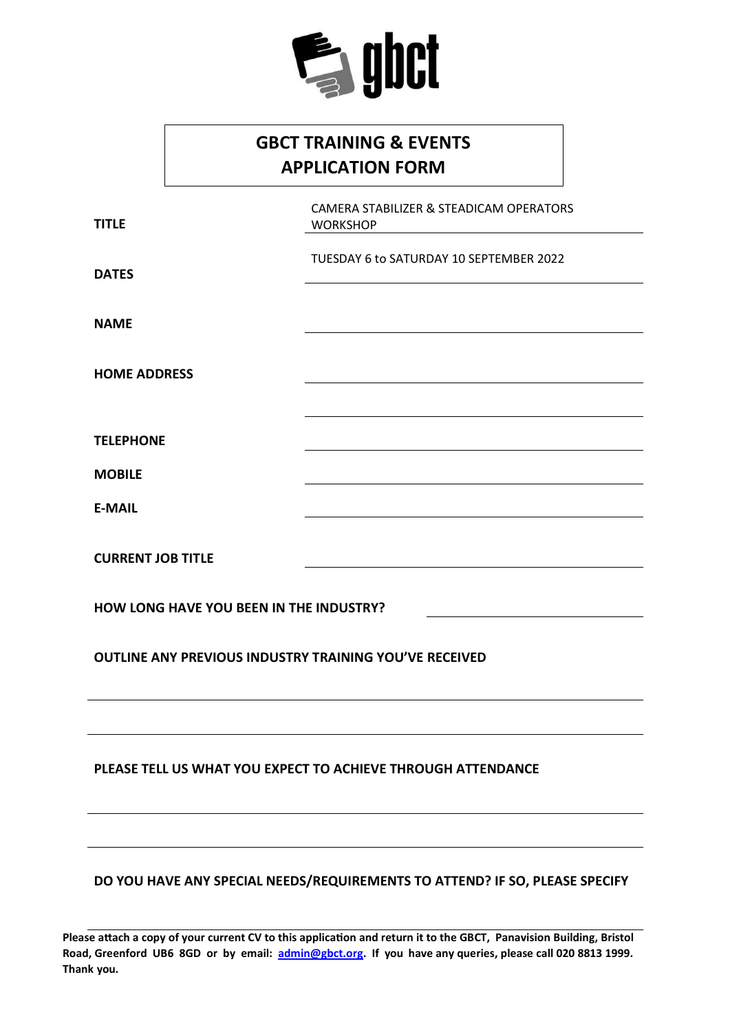gbct

# GBCT TRAINING & EVENTS APPLICATION FORM

**TITLE** CAMERA STABILIZER & STEADICAM OPERATORS WORKSHOP

**DATES** TUESDAY 6 to SATURDAY 10 SEPTEMBER 2022

**NAME** \_\_\_\_\_\_\_\_\_\_\_\_\_\_\_\_\_\_\_\_\_\_\_\_\_\_\_\_\_\_

**HOME ADDRESS** \_\_\_\_\_\_\_\_\_\_\_\_\_\_\_\_\_\_\_\_\_\_\_\_\_\_\_\_\_\_

\_\_\_\_\_\_\_\_\_\_\_\_\_\_\_\_\_\_\_\_\_\_\_\_\_\_\_\_\_\_

**TELEPHONE** \_\_\_\_\_\_\_\_\_\_\_\_\_\_\_\_\_\_\_\_\_\_\_\_\_\_\_\_\_\_

**MOBILE** \_\_\_\_\_\_\_\_\_\_\_\_\_\_\_\_\_\_\_\_\_\_\_\_\_\_\_\_\_\_

**E-MAIL** \_\_\_\_\_\_\_\_\_\_\_\_\_\_\_\_\_\_\_\_\_\_\_\_\_\_\_\_\_\_

**CURRENT JOB TITLE** \_\_\_\_\_\_\_\_\_\_\_\_\_\_\_\_\_\_\_\_\_\_\_\_\_\_\_\_\_\_

**HOW LONG HAVE YOU BEEN IN THE INDUSTRY?** \_\_\_\_\_\_\_\_\_\_\_\_\_\_\_\_\_\_\_\_

**OUTLINE ANY PREVIOUS INDUSTRY TRAINING YOU'VE RECEIVED**

\_\_\_\_\_\_\_\_\_\_\_\_\_\_\_\_\_\_\_\_\_\_\_\_\_\_\_\_\_\_\_\_\_\_\_\_\_\_\_\_\_\_\_\_\_\_\_\_\_\_\_\_\_\_\_\_

\_\_\_\_\_\_\_\_\_\_\_\_\_\_\_\_\_\_\_\_\_\_\_\_\_\_\_\_\_\_\_\_\_\_\_\_\_\_\_\_\_\_\_\_\_\_\_\_\_\_\_\_\_\_\_\_

**PLEASE TELL US WHAT YOU EXPECT TO ACHIEVE THROUGH ATTENDANCE**

\_\_\_\_\_\_\_\_\_\_\_\_\_\_\_\_\_\_\_\_\_\_\_\_\_\_\_\_\_\_\_\_\_\_\_\_\_\_\_\_\_\_\_\_\_\_\_\_\_\_\_\_\_\_\_\_

\_\_\_\_\_\_\_\_\_\_\_\_\_\_\_\_\_\_\_\_\_\_\_\_\_\_\_\_\_\_\_\_\_\_\_\_\_\_\_\_\_\_\_\_\_\_\_\_\_\_\_\_\_\_\_\_

**DO YOU HAVE ANY SPECIAL NEEDS/REQUIREMENTS TO ATTEND? IF SO, PLEASE SPECIFY**

\_\_\_\_\_\_\_\_\_\_\_\_\_\_\_\_\_\_\_\_\_\_\_\_\_\_\_\_\_\_\_\_\_\_\_\_\_\_\_\_\_\_\_\_\_\_\_\_\_\_\_\_\_\_\_\_

**Please attach a copy of your current CV to this application and return it to the GBCT, Panavision Building, Bristol Road, Greenford UB6 8GD or by email: [admin@gbct.org](mailto:admin@gbct.org). If you have any queries, please call 020 8813 1999. Thank you.**